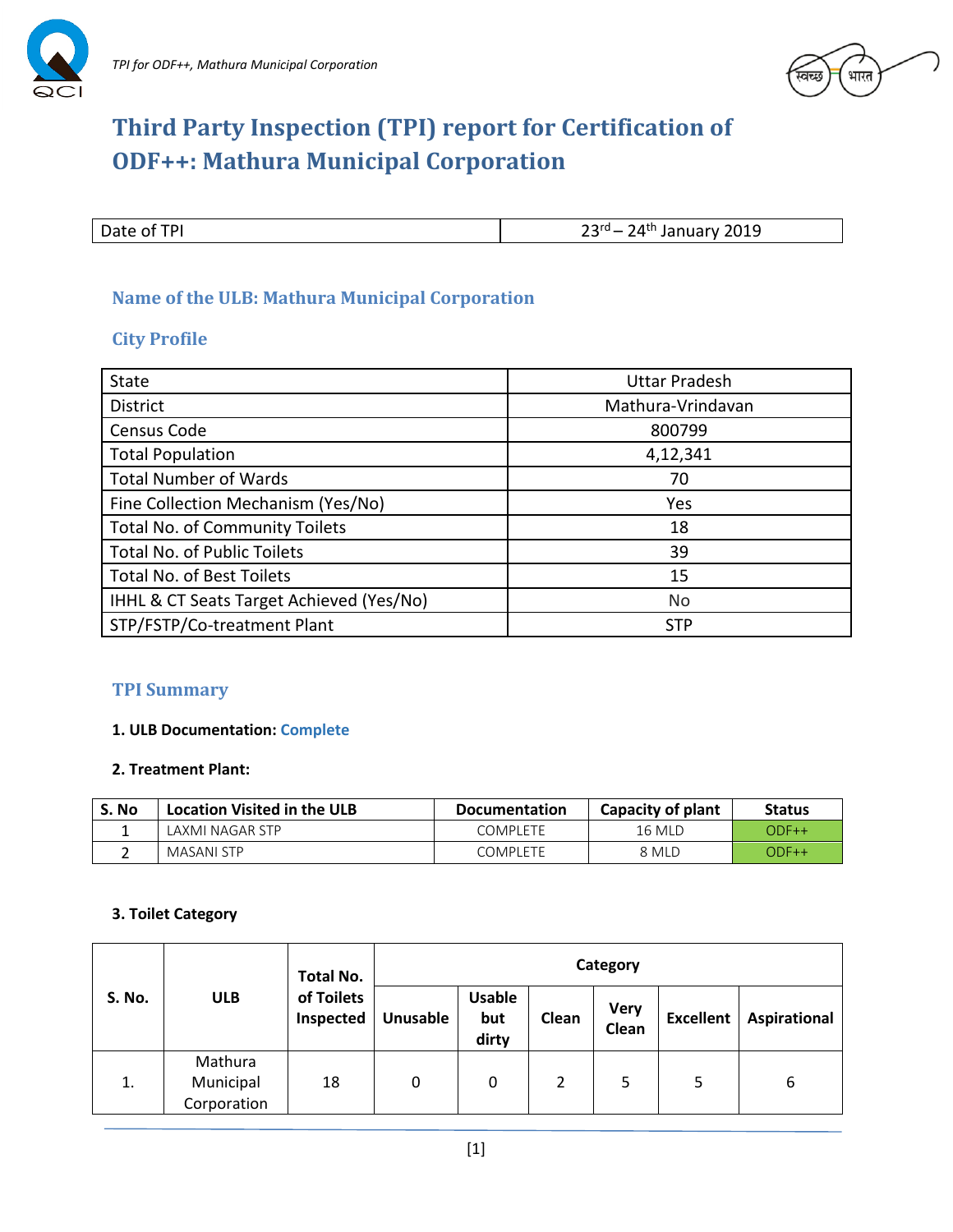# Third Party Inspection (TPI) report for Certification of ODF++: Mathura Municipal Corporation

| Date of TPI | 23rd – 24th January 2019 |
|---|---|

## Name of the ULB: Mathura Municipal Corporation

## City Profile

| State | Uttar Pradesh |
|---|---|
| District | Mathura-Vrindavan |
| Census Code | 800799 |
| Total Population | 4,12,341 |
| Total Number of Wards | 70 |
| Fine Collection Mechanism (Yes/No) | Yes |
| Total No. of Community Toilets | 18 |
| Total No. of Public Toilets | 39 |
| Total No. of Best Toilets | 15 |
| IHHL & CT Seats Target Achieved (Yes/No) | No |
| STP/FSTP/Co-treatment Plant | STP |

## TPI Summary

**1. ULB Documentation:** Complete

**2. Treatment Plant:**

| S. No | Location Visited in the ULB | Documentation | Capacity of plant | Status |
|---|---|---|---|---|
| 1 | LAXMI NAGAR STP | COMPLETE | 16 MLD | ODF++ |
| 2 | MASANI STP | COMPLETE | 8 MLD | ODF++ |

**3. Toilet Category**

| S. No. | ULB | Total No. of Toilets Inspected | Category | | | | | |
|---|---|---|---|---|---|---|---|---|
| | | | Unusable | Usable but dirty | Clean | Very Clean | Excellent | Aspirational |
| 1. | Mathura Municipal Corporation | 18 | 0 | 0 | 2 | 5 | 5 | 6 |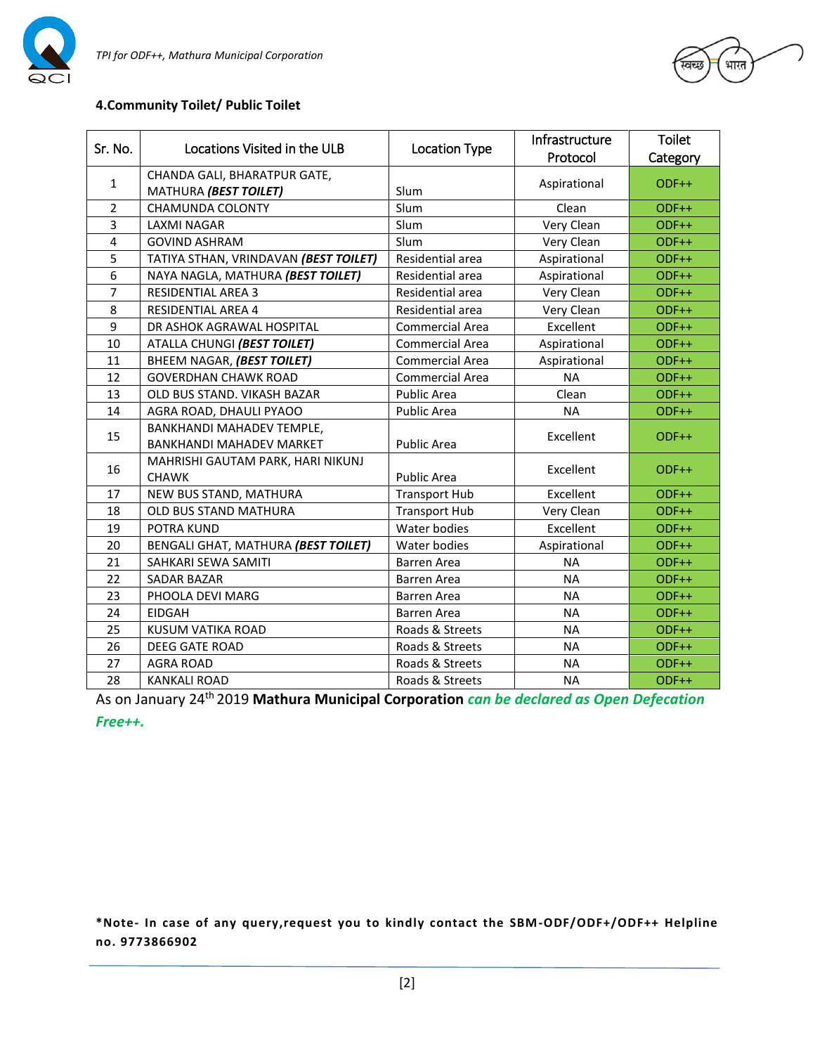### 4.Community Toilet/ Public Toilet

| Sr. No. | Locations Visited in the ULB | Location Type | Infrastructure Protocol | Toilet Category |
|---|---|---|---|---|
| 1 | CHANDA GALI, BHARATPUR GATE, MATHURA ***(BEST TOILET)*** | Slum | Aspirational | ODF++ |
| 2 | CHAMUNDA COLOTNY | Slum | Clean | ODF++ |
| 3 | LAXMI NAGAR | Slum | Very Clean | ODF++ |
| 4 | GOVIND ASHRAM | Slum | Very Clean | ODF++ |
| 5 | TATIYA STHAN, VRINDAVAN ***(BEST TOILET)*** | Residential area | Aspirational | ODF++ |
| 6 | NAYA NAGLA, MATHURA ***(BEST TOILET)*** | Residential area | Aspirational | ODF++ |
| 7 | RESIDENTIAL AREA 3 | Residential area | Very Clean | ODF++ |
| 8 | RESIDENTIAL AREA 4 | Residential area | Very Clean | ODF++ |
| 9 | DR ASHOK AGRAWAL HOSPITAL | Commercial Area | Excellent | ODF++ |
| 10 | ATALLA CHUNGI ***(BEST TOILET)*** | Commercial Area | Aspirational | ODF++ |
| 11 | BHEEM NAGAR, ***(BEST TOILET)*** | Commercial Area | Aspirational | ODF++ |
| 12 | GOVERDHAN CHAWK ROAD | Commercial Area | NA | ODF++ |
| 13 | OLD BUS STAND. VIKASH BAZAR | Public Area | Clean | ODF++ |
| 14 | AGRA ROAD, DHAULI PYAOO | Public Area | NA | ODF++ |
| 15 | BANKHANDI MAHADEV TEMPLE, BANKHANDI MAHADEV MARKET | Public Area | Excellent | ODF++ |
| 16 | MAHRISHI GAUTAM PARK, HARI NIKUNJ CHAWK | Public Area | Excellent | ODF++ |
| 17 | NEW BUS STAND, MATHURA | Transport Hub | Excellent | ODF++ |
| 18 | OLD BUS STAND MATHURA | Transport Hub | Very Clean | ODF++ |
| 19 | POTRA KUND | Water bodies | Excellent | ODF++ |
| 20 | BENGALI GHAT, MATHURA ***(BEST TOILET)*** | Water bodies | Aspirational | ODF++ |
| 21 | SAHKARI SEWA SAMITI | Barren Area | NA | ODF++ |
| 22 | SADAR BAZAR | Barren Area | NA | ODF++ |
| 23 | PHOOLA DEVI MARG | Barren Area | NA | ODF++ |
| 24 | EIDGAH | Barren Area | NA | ODF++ |
| 25 | KUSUM VATIKA ROAD | Roads & Streets | NA | ODF++ |
| 26 | DEEG GATE ROAD | Roads & Streets | NA | ODF++ |
| 27 | AGRA ROAD | Roads & Streets | NA | ODF++ |
| 28 | KANKALI ROAD | Roads & Streets | NA | ODF++ |

As on January 24th 2019 **Mathura Municipal Corporation** ***can be declared as Open Defecation Free++.***

**\*Note- In case of any query,request you to kindly contact the SBM-ODF/ODF+/ODF++ Helpline no. 9773866902**